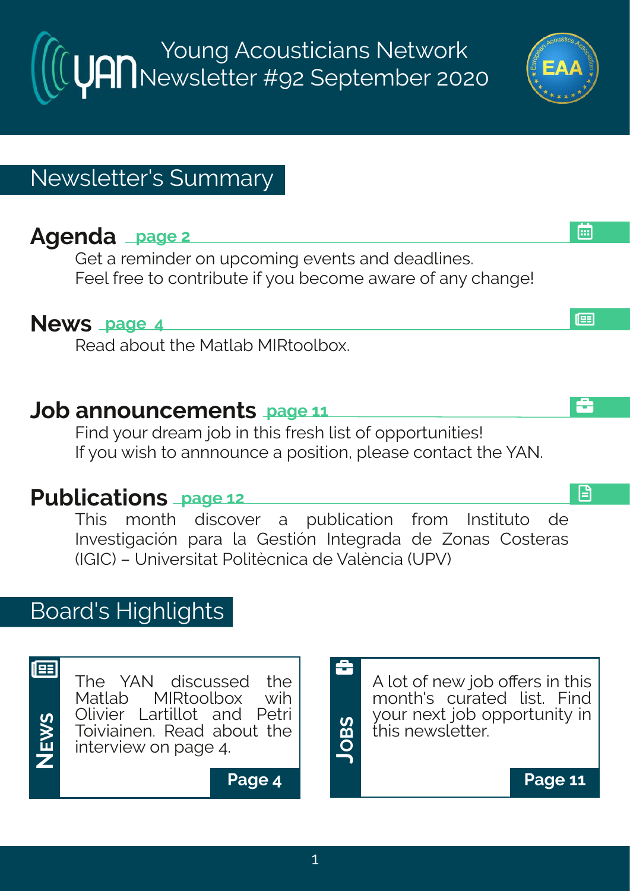# Young Acousticians Network Newsletter #92 September 2020

## Newsletter's Summary

### Agenda page 2

Get a reminder on upcoming events and deadlines.
Feel free to contribute if you become aware of any change!

### News page 4

Read about the Matlab MIRtoolbox.

### Job announcements page 11

Find your dream job in this fresh list of opportunities!
If you wish to annnounce a position, please contact the YAN.

### Publications page 12

This month discover a publication from Instituto de Investigación para la Gestión Integrada de Zonas Costeras (IGIC) – Universitat Politècnica de València (UPV)

## Board's Highlights

**NEWS**

The YAN discussed the Matlab MIRtoolbox wih Olivier Lartillot and Petri Toiviainen. Read about the interview on page 4.

**Page 4**

**JOBS**

A lot of new job offers in this month's curated list. Find your next job opportunity in this newsletter.

**Page 11**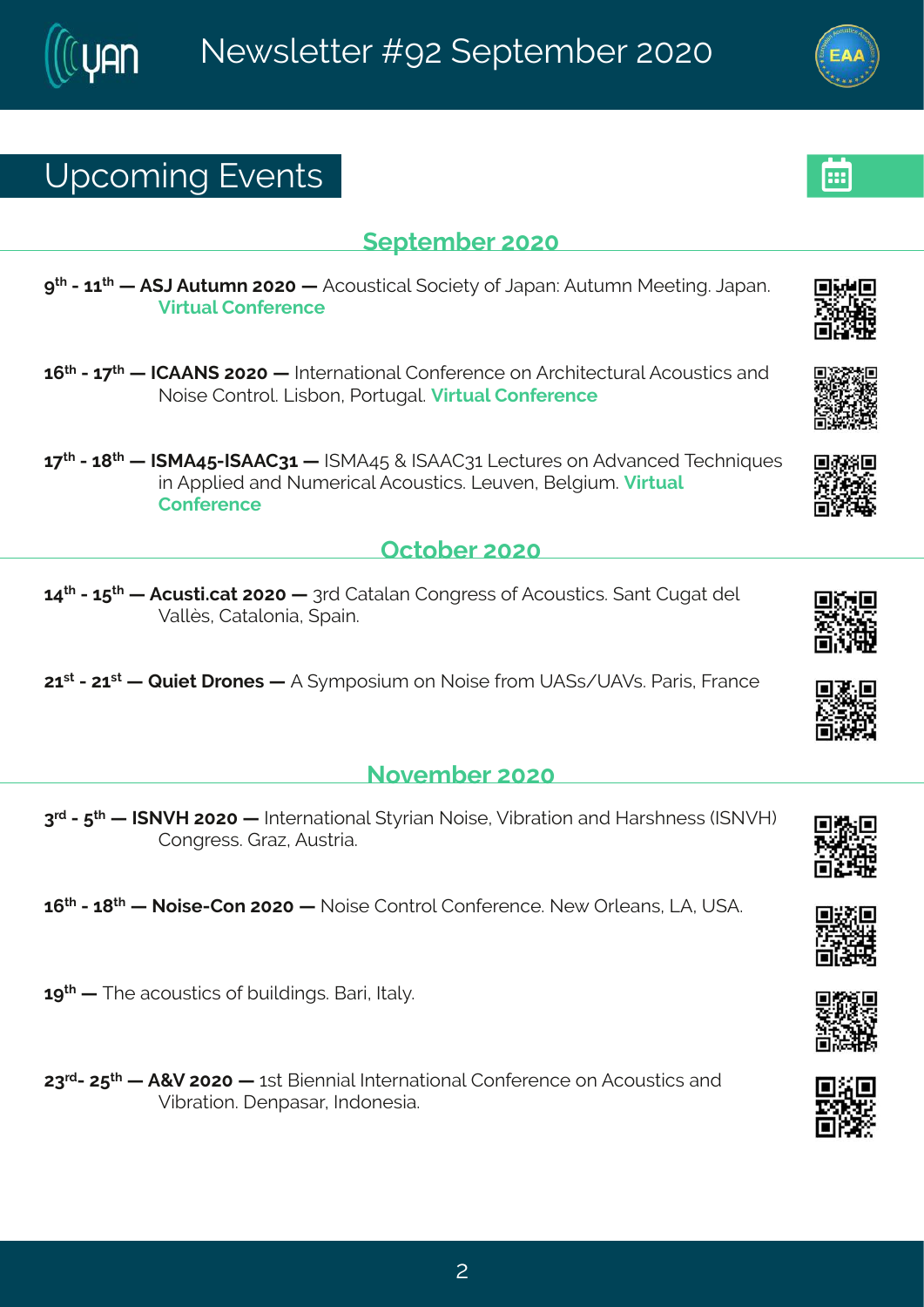# Upcoming Events

## September 2020

**9th - 11th — ASJ Autumn 2020 —** Acoustical Society of Japan: Autumn Meeting. Japan. **Virtual Conference**

**16th - 17th — ICAANS 2020 —** International Conference on Architectural Acoustics and Noise Control. Lisbon, Portugal. **Virtual Conference**

**17th - 18th — ISMA45-ISAAC31 —** ISMA45 & ISAAC31 Lectures on Advanced Techniques in Applied and Numerical Acoustics. Leuven, Belgium. **Virtual Conference**

## October 2020

**14th - 15th — Acusti.cat 2020 —** 3rd Catalan Congress of Acoustics. Sant Cugat del Vallès, Catalonia, Spain.

**21st - 21st — Quiet Drones —** A Symposium on Noise from UASs/UAVs. Paris, France

## November 2020

**3rd - 5th — ISNVH 2020 —** International Styrian Noise, Vibration and Harshness (ISNVH) Congress. Graz, Austria.

**16th - 18th — Noise-Con 2020 —** Noise Control Conference. New Orleans, LA, USA.

**19th —** The acoustics of buildings. Bari, Italy.

**23rd- 25th — A&V 2020 —** 1st Biennial International Conference on Acoustics and Vibration. Denpasar, Indonesia.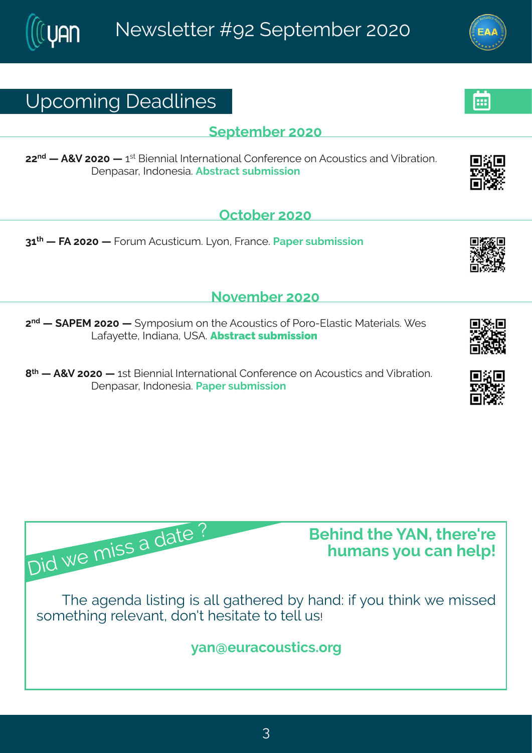## Upcoming Deadlines

### September 2020

**22nd — A&V 2020 —** 1st Biennial International Conference on Acoustics and Vibration. Denpasar, Indonesia. **Abstract submission**

### October 2020

**31th — FA 2020 —** Forum Acusticum. Lyon, France. **Paper submission**

### November 2020

**2nd — SAPEM 2020 —** Symposium on the Acoustics of Poro-Elastic Materials. Wes Lafayette, Indiana, USA. **Abstract submission**

**8th — A&V 2020 —** 1st Biennial International Conference on Acoustics and Vibration. Denpasar, Indonesia. **Paper submission**

Did we miss a date ?

**Behind the YAN, there're humans you can help!**

The agenda listing is all gathered by hand: if you think we missed something relevant, don't hesitate to tell us!

**yan@euracoustics.org**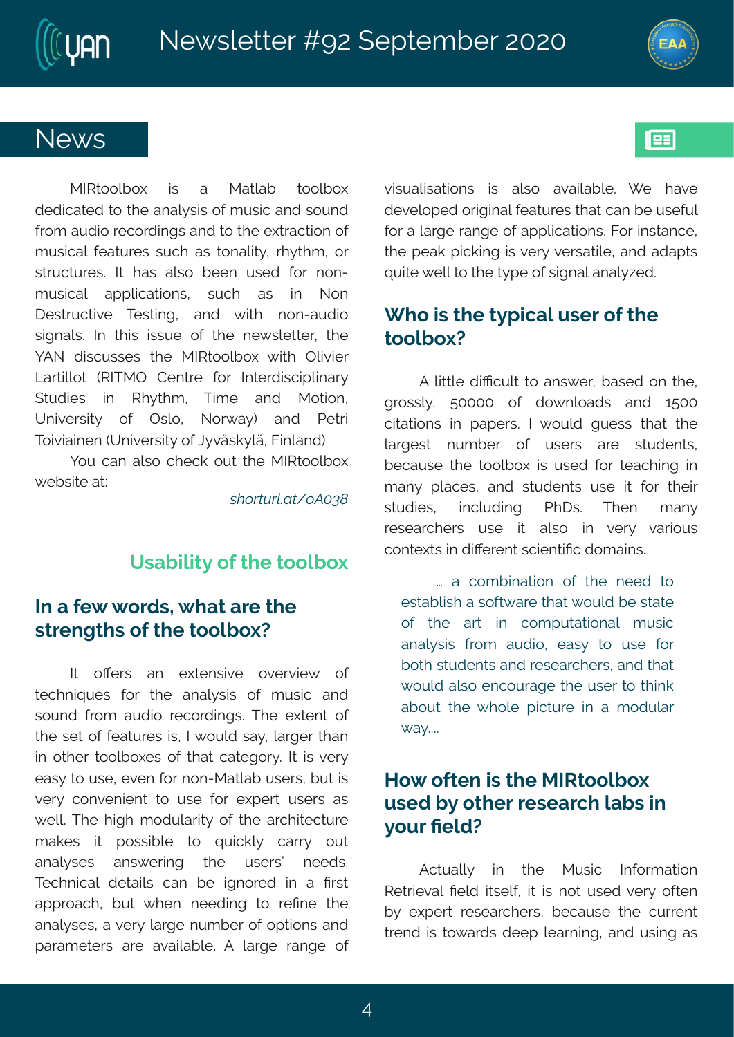## News

MIRtoolbox is a Matlab toolbox dedicated to the analysis of music and sound from audio recordings and to the extraction of musical features such as tonality, rhythm, or structures. It has also been used for non-musical applications, such as in Non Destructive Testing, and with non-audio signals. In this issue of the newsletter, the YAN discusses the MIRtoolbox with Olivier Lartillot (RITMO Centre for Interdisciplinary Studies in Rhythm, Time and Motion, University of Oslo, Norway) and Petri Toiviainen (University of Jyväskylä, Finland)

You can also check out the MIRtoolbox website at:

*shorturl.at/oA038*

### Usability of the toolbox

### In a few words, what are the strengths of the toolbox?

It offers an extensive overview of techniques for the analysis of music and sound from audio recordings. The extent of the set of features is, I would say, larger than in other toolboxes of that category. It is very easy to use, even for non-Matlab users, but is very convenient to use for expert users as well. The high modularity of the architecture makes it possible to quickly carry out analyses answering the users' needs. Technical details can be ignored in a first approach, but when needing to refine the analyses, a very large number of options and parameters are available. A large range of visualisations is also available. We have developed original features that can be useful for a large range of applications. For instance, the peak picking is very versatile, and adapts quite well to the type of signal analyzed.

### Who is the typical user of the toolbox?

A little difficult to answer, based on the, grossly, 50000 of downloads and 1500 citations in papers. I would guess that the largest number of users are students, because the toolbox is used for teaching in many places, and students use it for their studies, including PhDs. Then many researchers use it also in very various contexts in different scientific domains.

> ... a combination of the need to establish a software that would be state of the art in computational music analysis from audio, easy to use for both students and researchers, and that would also encourage the user to think about the whole picture in a modular way....

### How often is the MIRtoolbox used by other research labs in your field?

Actually in the Music Information Retrieval field itself, it is not used very often by expert researchers, because the current trend is towards deep learning, and using as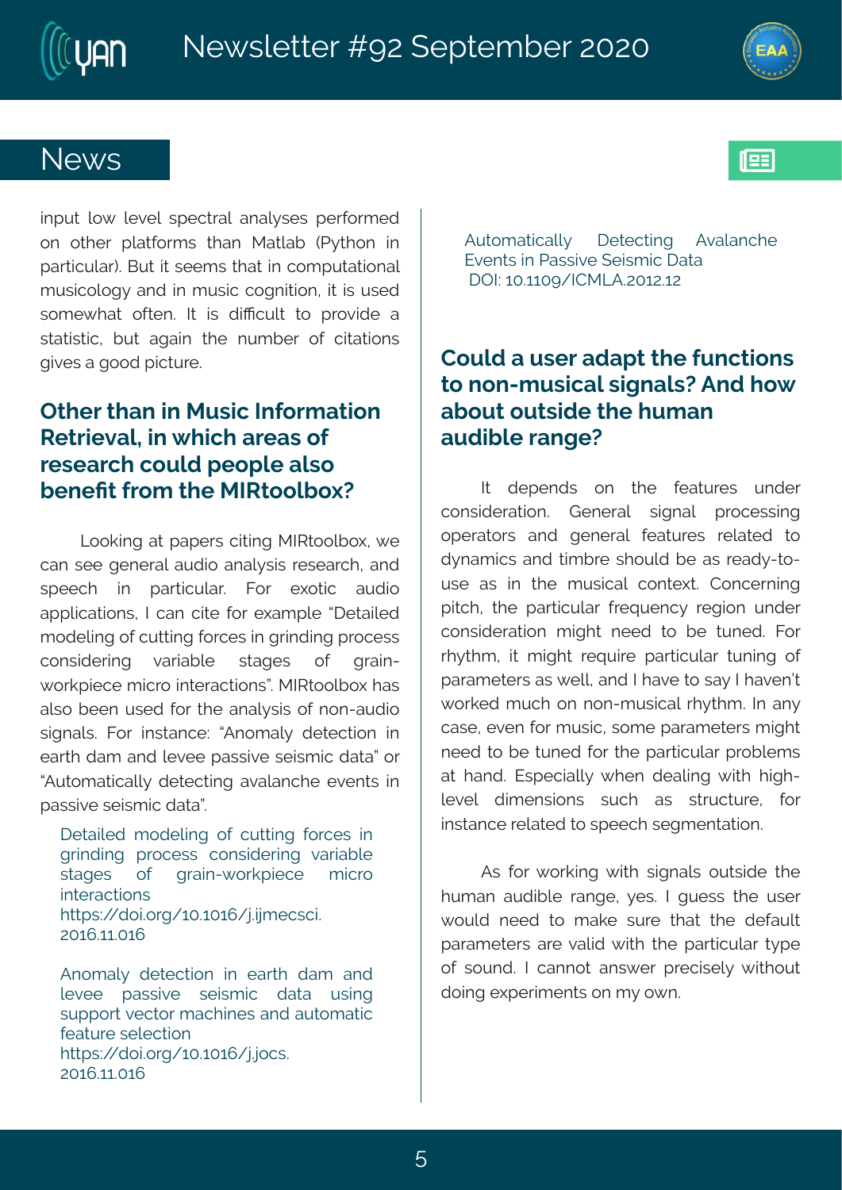## News

input low level spectral analyses performed on other platforms than Matlab (Python in particular). But it seems that in computational musicology and in music cognition, it is used somewhat often. It is difficult to provide a statistic, but again the number of citations gives a good picture.

### Other than in Music Information Retrieval, in which areas of research could people also benefit from the MIRtoolbox?

Looking at papers citing MIRtoolbox, we can see general audio analysis research, and speech in particular. For exotic audio applications, I can cite for example "Detailed modeling of cutting forces in grinding process considering variable stages of grain-workpiece micro interactions". MIRtoolbox has also been used for the analysis of non-audio signals. For instance: "Anomaly detection in earth dam and levee passive seismic data" or "Automatically detecting avalanche events in passive seismic data".

Detailed modeling of cutting forces in grinding process considering variable stages of grain-workpiece micro interactions
https://doi.org/10.1016/j.ijmecsci.2016.11.016

Anomaly detection in earth dam and levee passive seismic data using support vector machines and automatic feature selection
https://doi.org/10.1016/j.jocs.2016.11.016

Automatically Detecting Avalanche Events in Passive Seismic Data
DOI: 10.1109/ICMLA.2012.12

### Could a user adapt the functions to non-musical signals? And how about outside the human audible range?

It depends on the features under consideration. General signal processing operators and general features related to dynamics and timbre should be as ready-to-use as in the musical context. Concerning pitch, the particular frequency region under consideration might need to be tuned. For rhythm, it might require particular tuning of parameters as well, and I have to say I haven't worked much on non-musical rhythm. In any case, even for music, some parameters might need to be tuned for the particular problems at hand. Especially when dealing with high-level dimensions such as structure, for instance related to speech segmentation.

As for working with signals outside the human audible range, yes. I guess the user would need to make sure that the default parameters are valid with the particular type of sound. I cannot answer precisely without doing experiments on my own.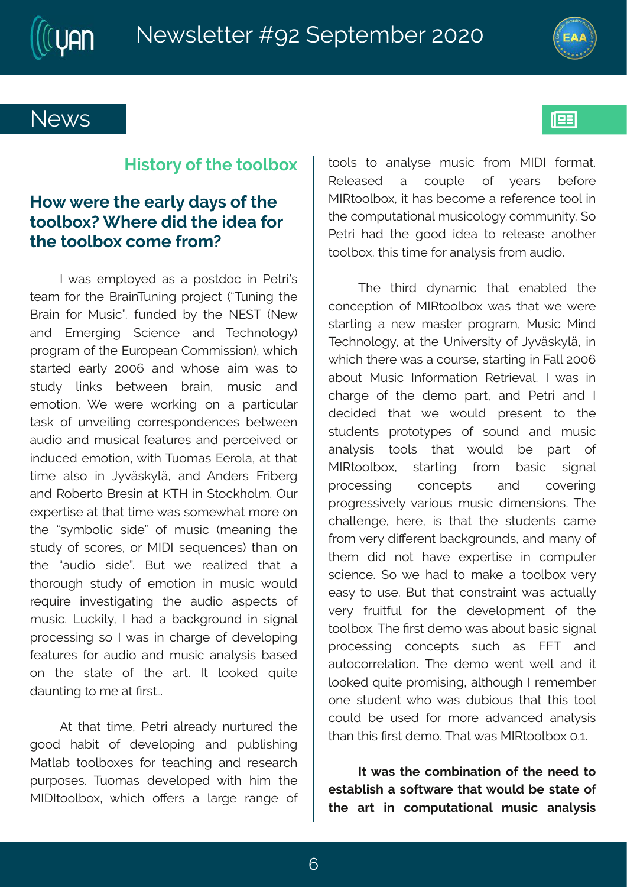## News

### History of the toolbox

### How were the early days of the toolbox? Where did the idea for the toolbox come from?

I was employed as a postdoc in Petri's team for the BrainTuning project ("Tuning the Brain for Music", funded by the NEST (New and Emerging Science and Technology) program of the European Commission), which started early 2006 and whose aim was to study links between brain, music and emotion. We were working on a particular task of unveiling correspondences between audio and musical features and perceived or induced emotion, with Tuomas Eerola, at that time also in Jyväskylä, and Anders Friberg and Roberto Bresin at KTH in Stockholm. Our expertise at that time was somewhat more on the "symbolic side" of music (meaning the study of scores, or MIDI sequences) than on the "audio side". But we realized that a thorough study of emotion in music would require investigating the audio aspects of music. Luckily, I had a background in signal processing so I was in charge of developing features for audio and music analysis based on the state of the art. It looked quite daunting to me at first…

At that time, Petri already nurtured the good habit of developing and publishing Matlab toolboxes for teaching and research purposes. Tuomas developed with him the MIDItoolbox, which offers a large range of tools to analyse music from MIDI format. Released a couple of years before MIRtoolbox, it has become a reference tool in the computational musicology community. So Petri had the good idea to release another toolbox, this time for analysis from audio.

The third dynamic that enabled the conception of MIRtoolbox was that we were starting a new master program, Music Mind Technology, at the University of Jyväskylä, in which there was a course, starting in Fall 2006 about Music Information Retrieval. I was in charge of the demo part, and Petri and I decided that we would present to the students prototypes of sound and music analysis tools that would be part of MIRtoolbox, starting from basic signal processing concepts and covering progressively various music dimensions. The challenge, here, is that the students came from very different backgrounds, and many of them did not have expertise in computer science. So we had to make a toolbox very easy to use. But that constraint was actually very fruitful for the development of the toolbox. The first demo was about basic signal processing concepts such as FFT and autocorrelation. The demo went well and it looked quite promising, although I remember one student who was dubious that this tool could be used for more advanced analysis than this first demo. That was MIRtoolbox 0.1.

**It was the combination of the need to establish a software that would be state of the art in computational music analysis**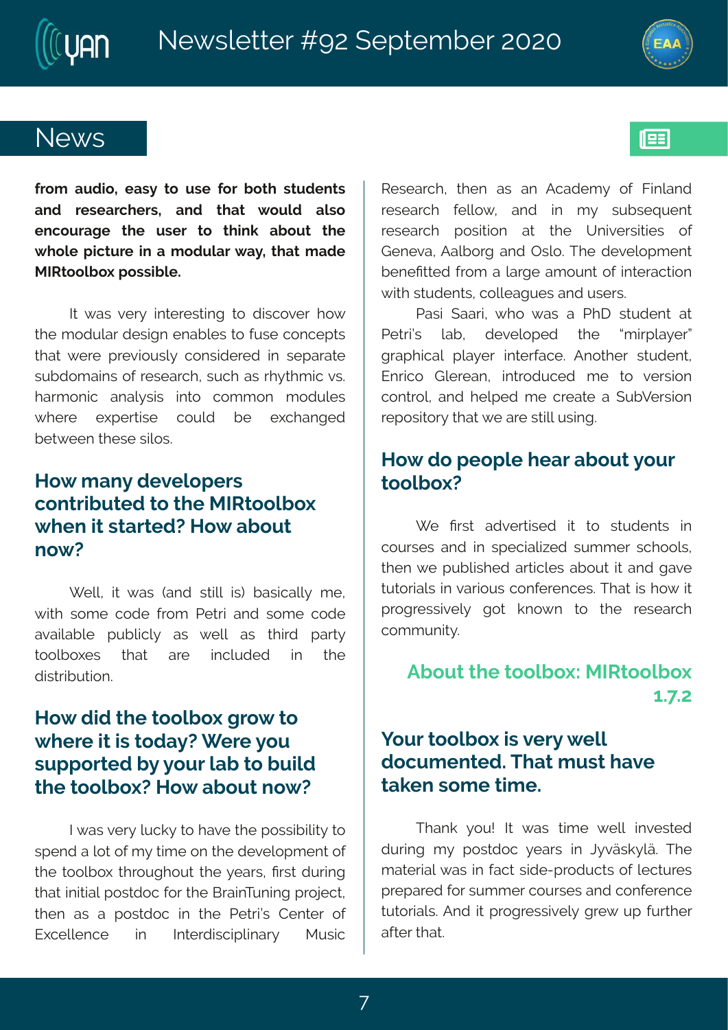## News

**from audio, easy to use for both students and researchers, and that would also encourage the user to think about the whole picture in a modular way, that made MIRtoolbox possible.**

It was very interesting to discover how the modular design enables to fuse concepts that were previously considered in separate subdomains of research, such as rhythmic vs. harmonic analysis into common modules where expertise could be exchanged between these silos.

### How many developers contributed to the MIRtoolbox when it started? How about now?

Well, it was (and still is) basically me, with some code from Petri and some code available publicly as well as third party toolboxes that are included in the distribution.

### How did the toolbox grow to where it is today? Were you supported by your lab to build the toolbox? How about now?

I was very lucky to have the possibility to spend a lot of my time on the development of the toolbox throughout the years, first during that initial postdoc for the BrainTuning project, then as a postdoc in the Petri's Center of Excellence in Interdisciplinary Music Research, then as an Academy of Finland research fellow, and in my subsequent research position at the Universities of Geneva, Aalborg and Oslo. The development benefitted from a large amount of interaction with students, colleagues and users.

Pasi Saari, who was a PhD student at Petri's lab, developed the "mirplayer" graphical player interface. Another student, Enrico Glerean, introduced me to version control, and helped me create a SubVersion repository that we are still using.

### How do people hear about your toolbox?

We first advertised it to students in courses and in specialized summer schools, then we published articles about it and gave tutorials in various conferences. That is how it progressively got known to the research community.

## About the toolbox: MIRtoolbox 1.7.2

### Your toolbox is very well documented. That must have taken some time.

Thank you! It was time well invested during my postdoc years in Jyväskylä. The material was in fact side-products of lectures prepared for summer courses and conference tutorials. And it progressively grew up further after that.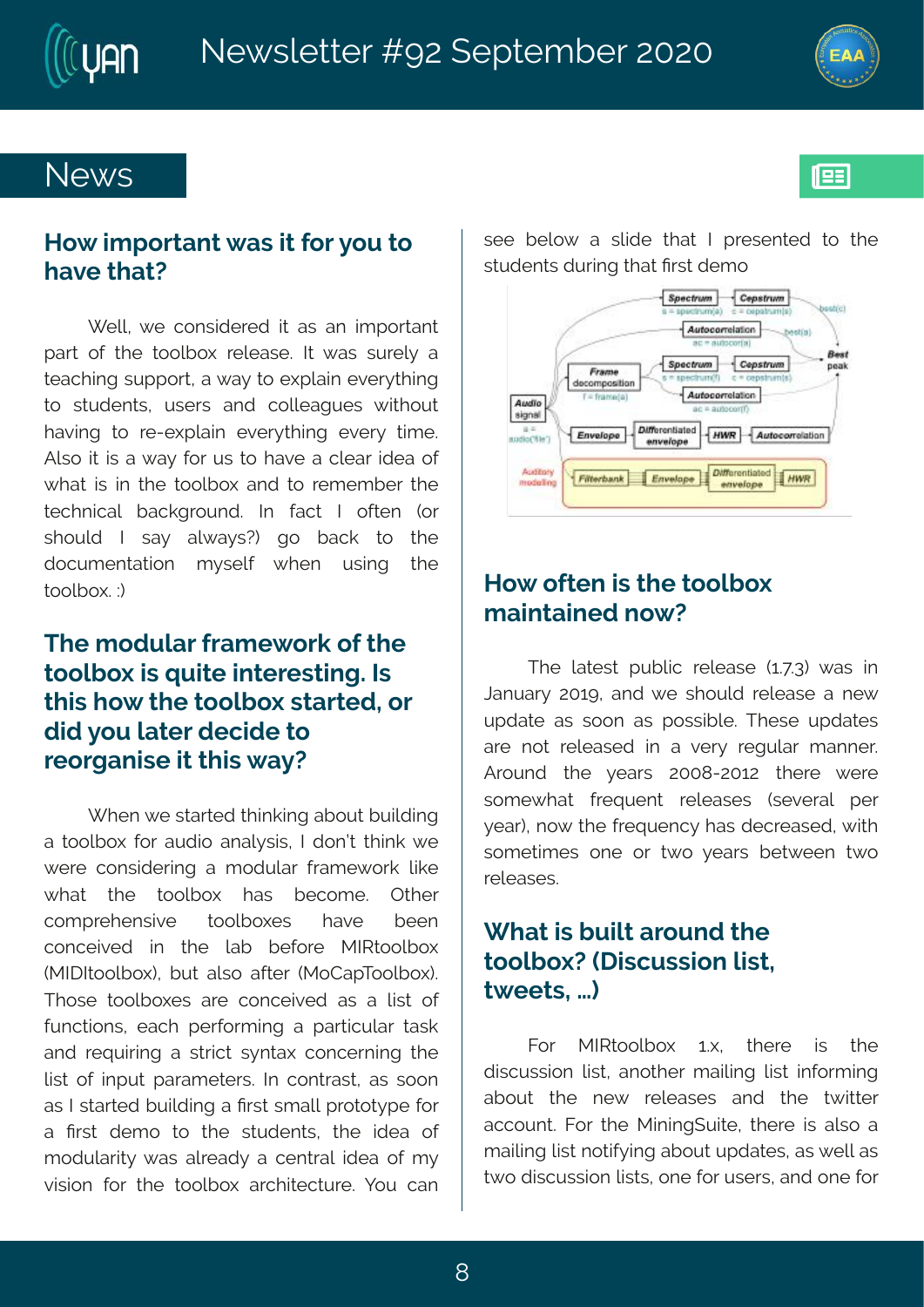## News

### How important was it for you to have that?

Well, we considered it as an important part of the toolbox release. It was surely a teaching support, a way to explain everything to students, users and colleagues without having to re-explain everything every time. Also it is a way for us to have a clear idea of what is in the toolbox and to remember the technical background. In fact I often (or should I say always?) go back to the documentation myself when using the toolbox. :)

### The modular framework of the toolbox is quite interesting. Is this how the toolbox started, or did you later decide to reorganise it this way?

When we started thinking about building a toolbox for audio analysis, I don't think we were considering a modular framework like what the toolbox has become. Other comprehensive toolboxes have been conceived in the lab before MIRtoolbox (MIDItoolbox), but also after (MoCapToolbox). Those toolboxes are conceived as a list of functions, each performing a particular task and requiring a strict syntax concerning the list of input parameters. In contrast, as soon as I started building a first small prototype for a first demo to the students, the idea of modularity was already a central idea of my vision for the toolbox architecture. You can see below a slide that I presented to the students during that first demo

### How often is the toolbox maintained now?

The latest public release (1.7.3) was in January 2019, and we should release a new update as soon as possible. These updates are not released in a very regular manner. Around the years 2008-2012 there were somewhat frequent releases (several per year), now the frequency has decreased, with sometimes one or two years between two releases.

### What is built around the toolbox? (Discussion list, tweets, ...)

For MIRtoolbox 1.x, there is the discussion list, another mailing list informing about the new releases and the twitter account. For the MiningSuite, there is also a mailing list notifying about updates, as well as two discussion lists, one for users, and one for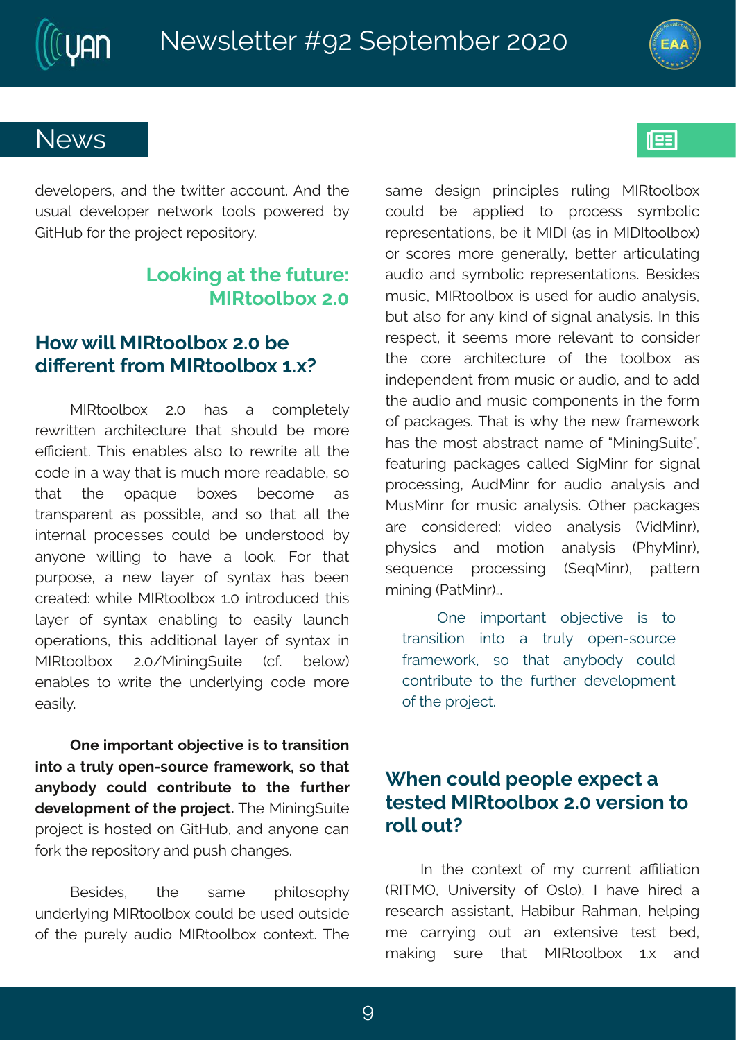## News

developers, and the twitter account. And the usual developer network tools powered by GitHub for the project repository.

### Looking at the future: MIRtoolbox 2.0

### How will MIRtoolbox 2.0 be different from MIRtoolbox 1.x?

MIRtoolbox 2.0 has a completely rewritten architecture that should be more efficient. This enables also to rewrite all the code in a way that is much more readable, so that the opaque boxes become as transparent as possible, and so that all the internal processes could be understood by anyone willing to have a look. For that purpose, a new layer of syntax has been created: while MIRtoolbox 1.0 introduced this layer of syntax enabling to easily launch operations, this additional layer of syntax in MIRtoolbox 2.0/MiningSuite (cf. below) enables to write the underlying code more easily.

**One important objective is to transition into a truly open-source framework, so that anybody could contribute to the further development of the project.** The MiningSuite project is hosted on GitHub, and anyone can fork the repository and push changes.

Besides, the same philosophy underlying MIRtoolbox could be used outside of the purely audio MIRtoolbox context. The same design principles ruling MIRtoolbox could be applied to process symbolic representations, be it MIDI (as in MIDItoolbox) or scores more generally, better articulating audio and symbolic representations. Besides music, MIRtoolbox is used for audio analysis, but also for any kind of signal analysis. In this respect, it seems more relevant to consider the core architecture of the toolbox as independent from music or audio, and to add the audio and music components in the form of packages. That is why the new framework has the most abstract name of "MiningSuite", featuring packages called SigMinr for signal processing, AudMinr for audio analysis and MusMinr for music analysis. Other packages are considered: video analysis (VidMinr), physics and motion analysis (PhyMinr), sequence processing (SeqMinr), pattern mining (PatMinr)…

> One important objective is to transition into a truly open-source framework, so that anybody could contribute to the further development of the project.

### When could people expect a tested MIRtoolbox 2.0 version to roll out?

In the context of my current affiliation (RITMO, University of Oslo), I have hired a research assistant, Habibur Rahman, helping me carrying out an extensive test bed, making sure that MIRtoolbox 1.x and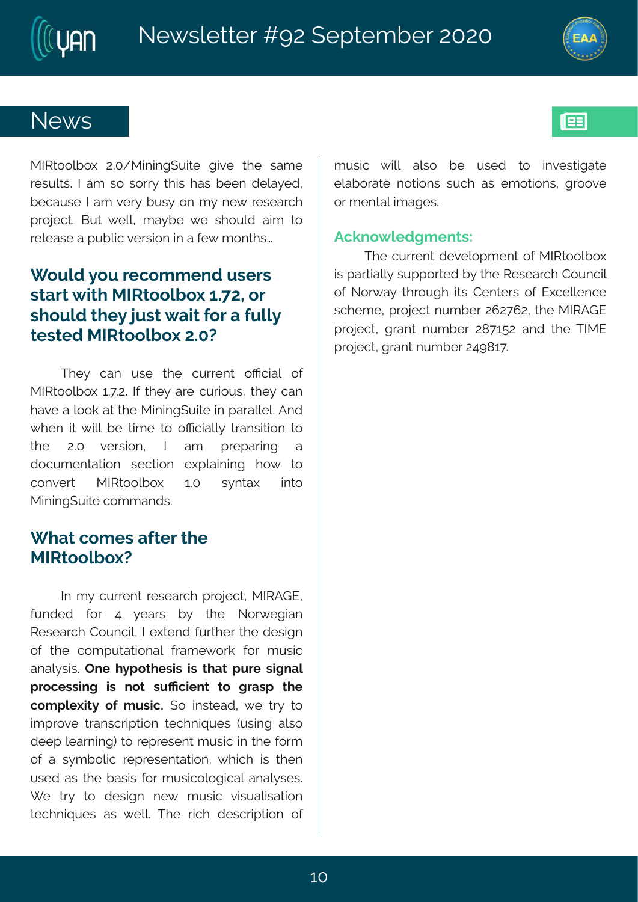## News

MIRtoolbox 2.0/MiningSuite give the same results. I am so sorry this has been delayed, because I am very busy on my new research project. But well, maybe we should aim to release a public version in a few months...

### Would you recommend users start with MIRtoolbox 1.72, or should they just wait for a fully tested MIRtoolbox 2.0?

They can use the current official of MIRtoolbox 1.7.2. If they are curious, they can have a look at the MiningSuite in parallel. And when it will be time to officially transition to the 2.0 version, I am preparing a documentation section explaining how to convert MIRtoolbox 1.0 syntax into MiningSuite commands.

### What comes after the MIRtoolbox?

In my current research project, MIRAGE, funded for 4 years by the Norwegian Research Council, I extend further the design of the computational framework for music analysis. **One hypothesis is that pure signal processing is not sufficient to grasp the complexity of music.** So instead, we try to improve transcription techniques (using also deep learning) to represent music in the form of a symbolic representation, which is then used as the basis for musicological analyses. We try to design new music visualisation techniques as well. The rich description of music will also be used to investigate elaborate notions such as emotions, groove or mental images.

**Acknowledgments:**

The current development of MIRtoolbox is partially supported by the Research Council of Norway through its Centers of Excellence scheme, project number 262762, the MIRAGE project, grant number 287152 and the TIME project, grant number 249817.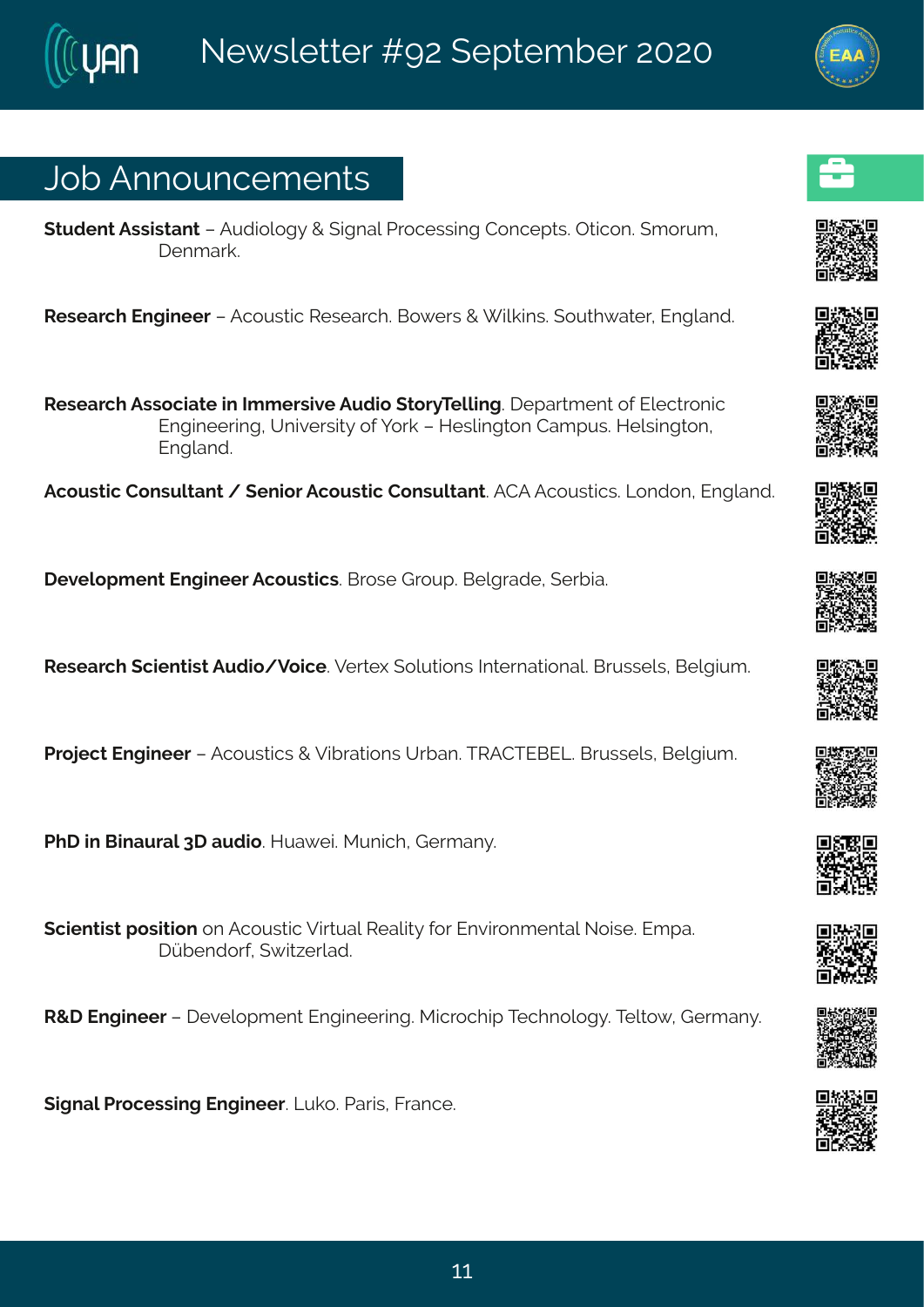## Job Announcements

**Student Assistant** – Audiology & Signal Processing Concepts. Oticon. Smorum, Denmark.

**Research Engineer** – Acoustic Research. Bowers & Wilkins. Southwater, England.

**Research Associate in Immersive Audio StoryTelling**. Department of Electronic Engineering, University of York – Heslington Campus. Helsington, England.

**Acoustic Consultant / Senior Acoustic Consultant**. ACA Acoustics. London, England.

**Development Engineer Acoustics**. Brose Group. Belgrade, Serbia.

**Research Scientist Audio/Voice**. Vertex Solutions International. Brussels, Belgium.

**Project Engineer** – Acoustics & Vibrations Urban. TRACTEBEL. Brussels, Belgium.

**PhD in Binaural 3D audio**. Huawei. Munich, Germany.

**Scientist position** on Acoustic Virtual Reality for Environmental Noise. Empa. Dübendorf, Switzerlad.

**R&D Engineer** – Development Engineering. Microchip Technology. Teltow, Germany.

**Signal Processing Engineer**. Luko. Paris, France.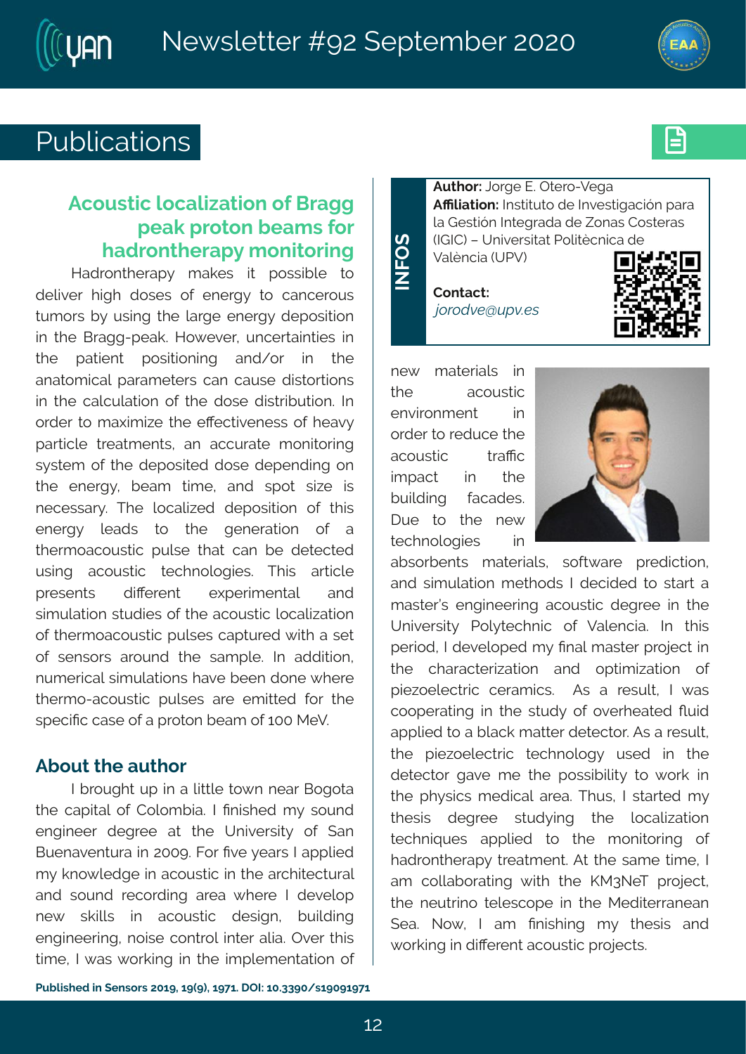# Publications

## Acoustic localization of Bragg peak proton beams for hadrontherapy monitoring

Hadrontherapy makes it possible to deliver high doses of energy to cancerous tumors by using the large energy deposition in the Bragg-peak. However, uncertainties in the patient positioning and/or in the anatomical parameters can cause distortions in the calculation of the dose distribution. In order to maximize the effectiveness of heavy particle treatments, an accurate monitoring system of the deposited dose depending on the energy, beam time, and spot size is necessary. The localized deposition of this energy leads to the generation of a thermoacoustic pulse that can be detected using acoustic technologies. This article presents different experimental and simulation studies of the acoustic localization of thermoacoustic pulses captured with a set of sensors around the sample. In addition, numerical simulations have been done where thermo-acoustic pulses are emitted for the specific case of a proton beam of 100 MeV.

### About the author

I brought up in a little town near Bogota the capital of Colombia. I finished my sound engineer degree at the University of San Buenaventura in 2009. For five years I applied my knowledge in acoustic in the architectural and sound recording area where I develop new skills in acoustic design, building engineering, noise control inter alia. Over this time, I was working in the implementation of new materials in the acoustic environment in order to reduce the acoustic traffic impact in the building facades. Due to the new technologies in absorbents materials, software prediction, and simulation methods I decided to start a master's engineering acoustic degree in the University Polytechnic of Valencia. In this period, I developed my final master project in the characterization and optimization of piezoelectric ceramics. As a result, I was cooperating in the study of overheated fluid applied to a black matter detector. As a result, the piezoelectric technology used in the detector gave me the possibility to work in the physics medical area. Thus, I started my thesis degree studying the localization techniques applied to the monitoring of hadrontherapy treatment. At the same time, I am collaborating with the KM3NeT project, the neutrino telescope in the Mediterranean Sea. Now, I am finishing my thesis and working in different acoustic projects.

**INFOS**

**Author:** Jorge E. Otero-Vega
**Affiliation:** Instituto de Investigación para la Gestión Integrada de Zonas Costeras (IGIC) – Universitat Politècnica de València (UPV)

**Contact:**
*jorodve@upv.es*

**Published in Sensors 2019, 19(9), 1971. DOI: 10.3390/s19091971**